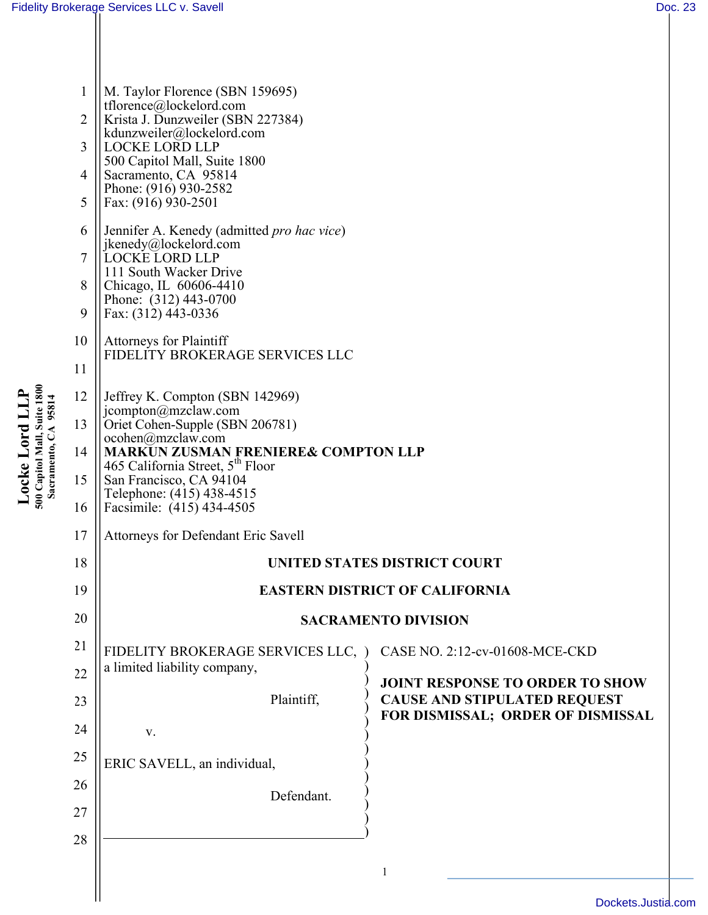M. Taylor Florence (SBN 159695)
tflorence@lockelord.com
Krista J. Dunzweiler (SBN 227384)
kdunzweiler@lockelord.com
LOCKE LORD LLP
500 Capitol Mall, Suite 1800
Sacramento, CA 95814
Phone: (916) 930-2582
Fax: (916) 930-2501

Jennifer A. Kenedy (admitted *pro hac vice*)
jkenedy@lockelord.com
LOCKE LORD LLP
111 South Wacker Drive
Chicago, IL 60606-4410
Phone: (312) 443-0700
Fax: (312) 443-0336

Attorneys for Plaintiff
FIDELITY BROKERAGE SERVICES LLC

Jeffrey K. Compton (SBN 142969)
jcompton@mzclaw.com
Oriet Cohen-Supple (SBN 206781)
ocohen@mzclaw.com
**MARKUN ZUSMAN FRENIERE& COMPTON LLP**
465 California Street, 5th Floor
San Francisco, CA 94104
Telephone: (415) 438-4515
Facsimile: (415) 434-4505

Attorneys for Defendant Eric Savell

**UNITED STATES DISTRICT COURT**

**EASTERN DISTRICT OF CALIFORNIA**

**SACRAMENTO DIVISION**

FIDELITY BROKERAGE SERVICES LLC, a limited liability company,

Plaintiff,

v.

ERIC SAVELL, an individual,

Defendant.

CASE NO. 2:12-cv-01608-MCE-CKD

**JOINT RESPONSE TO ORDER TO SHOW CAUSE AND STIPULATED REQUEST FOR DISMISSAL; ORDER OF DISMISSAL**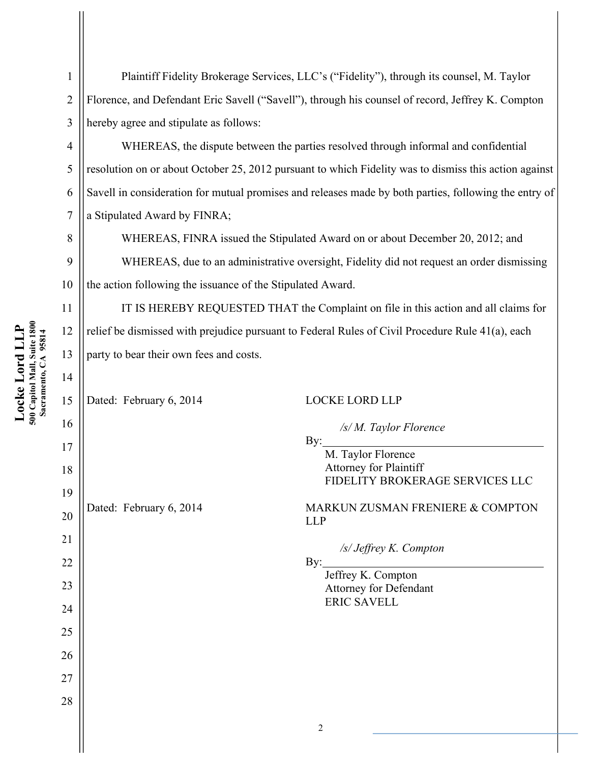Plaintiff Fidelity Brokerage Services, LLC's ("Fidelity"), through its counsel, M. Taylor Florence, and Defendant Eric Savell ("Savell"), through his counsel of record, Jeffrey K. Compton hereby agree and stipulate as follows:

WHEREAS, the dispute between the parties resolved through informal and confidential resolution on or about October 25, 2012 pursuant to which Fidelity was to dismiss this action against Savell in consideration for mutual promises and releases made by both parties, following the entry of a Stipulated Award by FINRA;

WHEREAS, FINRA issued the Stipulated Award on or about December 20, 2012; and

WHEREAS, due to an administrative oversight, Fidelity did not request an order dismissing the action following the issuance of the Stipulated Award.

IT IS HEREBY REQUESTED THAT the Complaint on file in this action and all claims for relief be dismissed with prejudice pursuant to Federal Rules of Civil Procedure Rule 41(a), each party to bear their own fees and costs.

Dated: February 6, 2014

LOCKE LORD LLP

By: */s/ M. Taylor Florence*
M. Taylor Florence
Attorney for Plaintiff
FIDELITY BROKERAGE SERVICES LLC

Dated: February 6, 2014

MARKUN ZUSMAN FRENIERE & COMPTON LLP

By: */s/ Jeffrey K. Compton*
Jeffrey K. Compton
Attorney for Defendant
ERIC SAVELL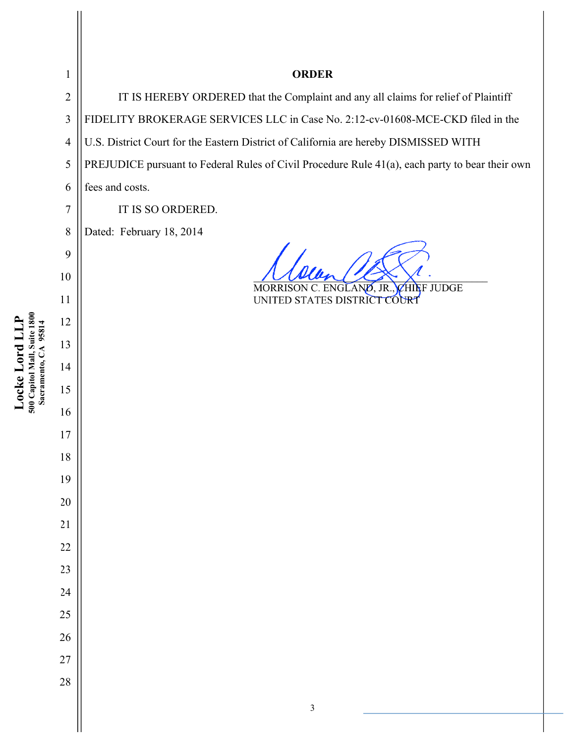## ORDER

IT IS HEREBY ORDERED that the Complaint and any all claims for relief of Plaintiff FIDELITY BROKERAGE SERVICES LLC in Case No. 2:12-cv-01608-MCE-CKD filed in the U.S. District Court for the Eastern District of California are hereby DISMISSED WITH PREJUDICE pursuant to Federal Rules of Civil Procedure Rule 41(a), each party to bear their own fees and costs.

IT IS SO ORDERED.

Dated: February 18, 2014

MORRISON C. ENGLAND, JR., CHIEF JUDGE
UNITED STATES DISTRICT COURT